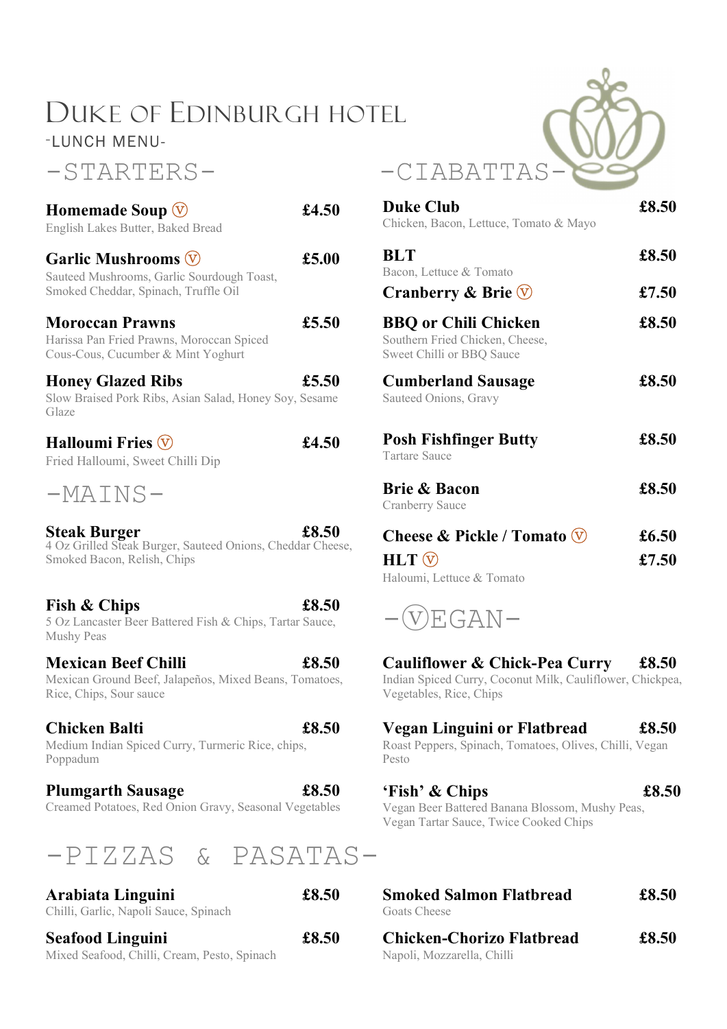# Duke of Edinburgh Hotel

-LUNCH MENU-

## -STARTERS-

**Homemade Soup** Ⓥ — **£4.50**
English Lakes Butter, Baked Bread

**Garlic Mushrooms** Ⓥ — **£5.00**
Sauteed Mushrooms, Garlic Sourdough Toast, Smoked Cheddar, Spinach, Truffle Oil

**Moroccan Prawns** — **£5.50**
Harissa Pan Fried Prawns, Moroccan Spiced Cous-Cous, Cucumber & Mint Yoghurt

**Honey Glazed Ribs** — **£5.50**
Slow Braised Pork Ribs, Asian Salad, Honey Soy, Sesame Glaze

**Halloumi Fries** Ⓥ — **£4.50**
Fried Halloumi, Sweet Chilli Dip

## -MAINS-

**Steak Burger** — **£8.50**
4 Oz Grilled Steak Burger, Sauteed Onions, Cheddar Cheese, Smoked Bacon, Relish, Chips

**Fish & Chips** — **£8.50**
5 Oz Lancaster Beer Battered Fish & Chips, Tartar Sauce, Mushy Peas

**Mexican Beef Chilli** — **£8.50**
Mexican Ground Beef, Jalapeños, Mixed Beans, Tomatoes, Rice, Chips, Sour sauce

**Chicken Balti** — **£8.50**
Medium Indian Spiced Curry, Turmeric Rice, chips, Poppadum

**Plumgarth Sausage** — **£8.50**
Creamed Potatoes, Red Onion Gravy, Seasonal Vegetables

## -CIABATTAS-

**Duke Club** — **£8.50**
Chicken, Bacon, Lettuce, Tomato & Mayo

**BLT** — **£8.50**
Bacon, Lettuce & Tomato

**Cranberry & Brie** Ⓥ — **£7.50**

**BBQ or Chili Chicken** — **£8.50**
Southern Fried Chicken, Cheese, Sweet Chilli or BBQ Sauce

**Cumberland Sausage** — **£8.50**
Sauteed Onions, Gravy

**Posh Fishfinger Butty** — **£8.50**
Tartare Sauce

**Brie & Bacon** — **£8.50**
Cranberry Sauce

**Cheese & Pickle / Tomato** Ⓥ — **£6.50**

**HLT** Ⓥ — **£7.50**
Haloumi, Lettuce & Tomato

## -ⓋEGAN-

**Cauliflower & Chick-Pea Curry** — **£8.50**
Indian Spiced Curry, Coconut Milk, Cauliflower, Chickpea, Vegetables, Rice, Chips

**Vegan Linguini or Flatbread** — **£8.50**
Roast Peppers, Spinach, Tomatoes, Olives, Chilli, Vegan Pesto

**'Fish' & Chips** — **£8.50**
Vegan Beer Battered Banana Blossom, Mushy Peas, Vegan Tartar Sauce, Twice Cooked Chips

## -PIZZAS & PASATAS-

**Arabiata Linguini** — **£8.50**
Chilli, Garlic, Napoli Sauce, Spinach

**Seafood Linguini** — **£8.50**
Mixed Seafood, Chilli, Cream, Pesto, Spinach

**Smoked Salmon Flatbread** — **£8.50**
Goats Cheese

**Chicken-Chorizo Flatbread** — **£8.50**
Napoli, Mozzarella, Chilli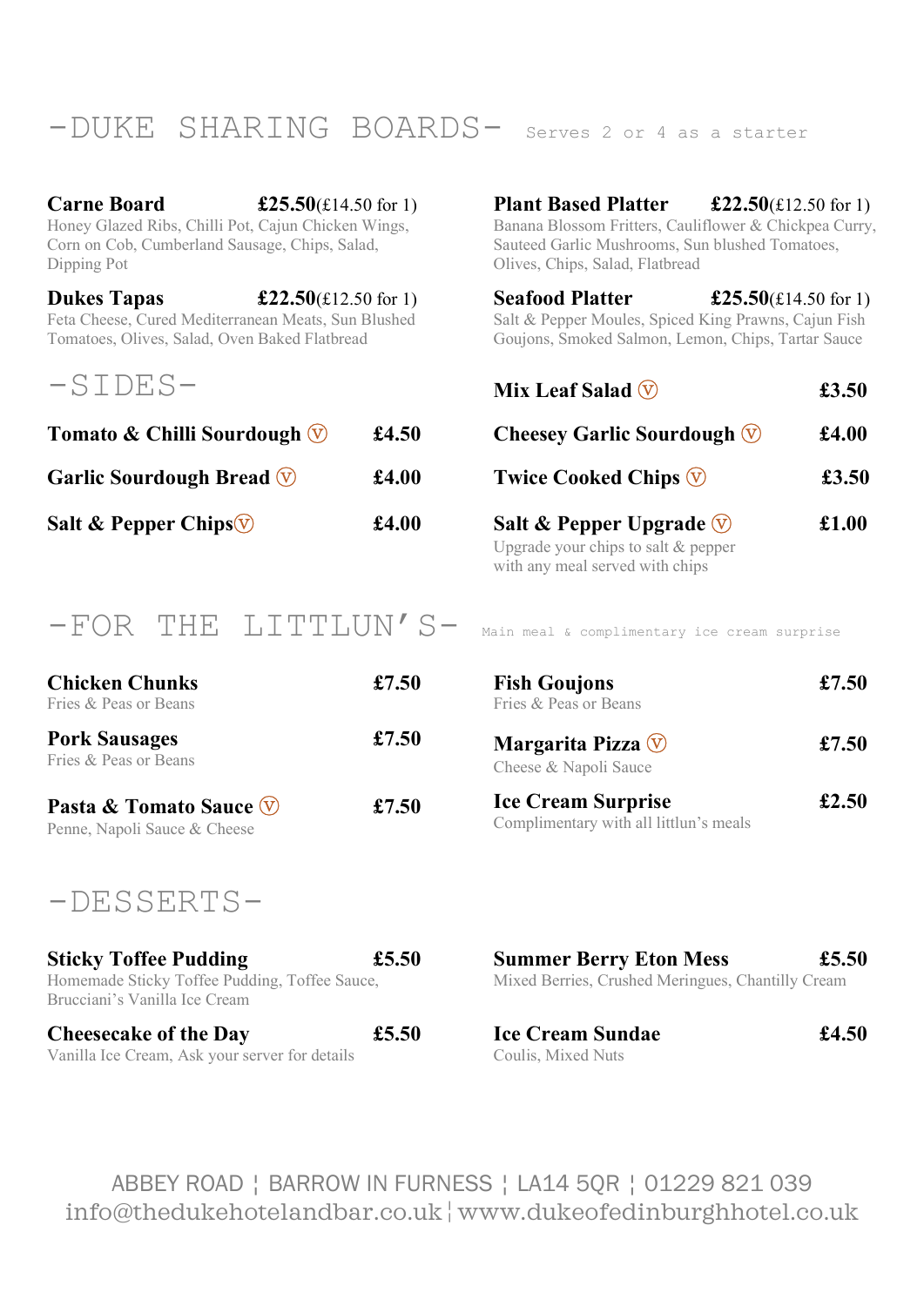## -DUKE SHARING BOARDS-

Serves 2 or 4 as a starter

**Carne Board** **£25.50**(£14.50 for 1)
Honey Glazed Ribs, Chilli Pot, Cajun Chicken Wings, Corn on Cob, Cumberland Sausage, Chips, Salad, Dipping Pot

**Dukes Tapas** **£22.50**(£12.50 for 1)
Feta Cheese, Cured Mediterranean Meats, Sun Blushed Tomatoes, Olives, Salad, Oven Baked Flatbread

**Plant Based Platter** **£22.50**(£12.50 for 1)
Banana Blossom Fritters, Cauliflower & Chickpea Curry, Sauteed Garlic Mushrooms, Sun blushed Tomatoes, Olives, Chips, Salad, Flatbread

**Seafood Platter** **£25.50**(£14.50 for 1)
Salt & Pepper Moules, Spiced King Prawns, Cajun Fish Goujons, Smoked Salmon, Lemon, Chips, Tartar Sauce

## -SIDES-

**Tomato & Chilli Sourdough** ⓥ **£4.50**

**Garlic Sourdough Bread** ⓥ **£4.00**

**Salt & Pepper Chips**ⓥ **£4.00**

**Mix Leaf Salad** ⓥ **£3.50**

**Cheesey Garlic Sourdough** ⓥ **£4.00**

**Twice Cooked Chips** ⓥ **£3.50**

**Salt & Pepper Upgrade** ⓥ **£1.00**
Upgrade your chips to salt & pepper with any meal served with chips

## -FOR THE LITTLUN'S-

Main meal & complimentary ice cream surprise

**Chicken Chunks** **£7.50**
Fries & Peas or Beans

**Pork Sausages** **£7.50**
Fries & Peas or Beans

**Pasta & Tomato Sauce** ⓥ **£7.50**
Penne, Napoli Sauce & Cheese

**Fish Goujons** **£7.50**
Fries & Peas or Beans

**Margarita Pizza** ⓥ **£7.50**
Cheese & Napoli Sauce

**Ice Cream Surprise** **£2.50**
Complimentary with all littlun's meals

## -DESSERTS-

**Sticky Toffee Pudding** **£5.50**
Homemade Sticky Toffee Pudding, Toffee Sauce, Brucciani's Vanilla Ice Cream

**Cheesecake of the Day** **£5.50**
Vanilla Ice Cream, Ask your server for details

**Summer Berry Eton Mess** **£5.50**
Mixed Berries, Crushed Meringues, Chantilly Cream

**Ice Cream Sundae** **£4.50**
Coulis, Mixed Nuts

ABBEY ROAD ¦ BARROW IN FURNESS ¦ LA14 5QR ¦ 01229 821 039
info@thedukehotelandbar.co.uk ¦ www.dukeofedinburghhotel.co.uk